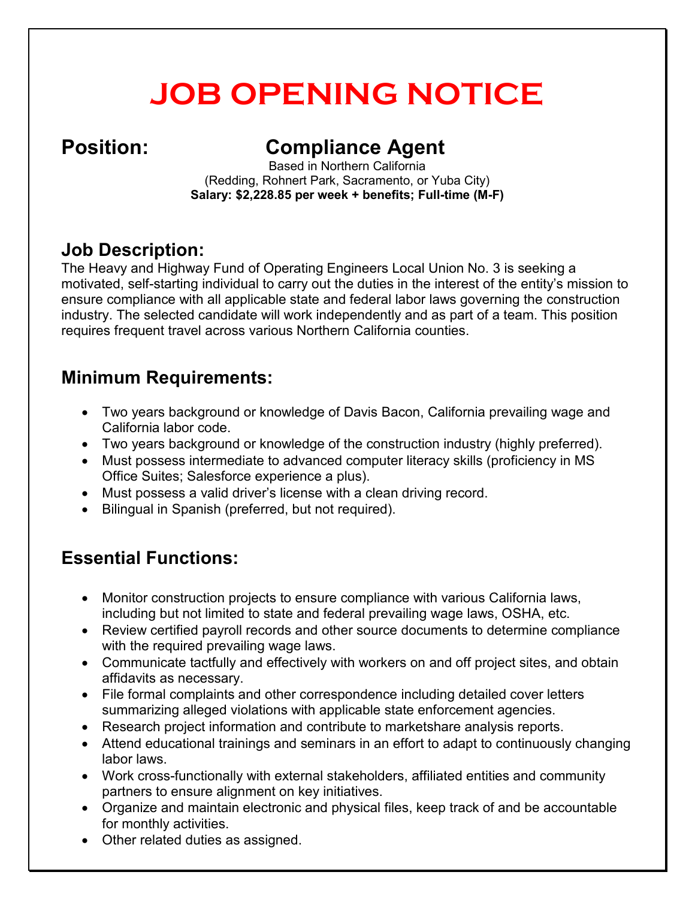# JOB OPENING NOTICE

## Position: Compliance Agent

Based in Northern California
(Redding, Rohnert Park, Sacramento, or Yuba City)
**Salary: $2,228.85 per week + benefits; Full-time (M-F)**

## Job Description:

The Heavy and Highway Fund of Operating Engineers Local Union No. 3 is seeking a motivated, self-starting individual to carry out the duties in the interest of the entity's mission to ensure compliance with all applicable state and federal labor laws governing the construction industry. The selected candidate will work independently and as part of a team. This position requires frequent travel across various Northern California counties.

## Minimum Requirements:

- Two years background or knowledge of Davis Bacon, California prevailing wage and California labor code.
- Two years background or knowledge of the construction industry (highly preferred).
- Must possess intermediate to advanced computer literacy skills (proficiency in MS Office Suites; Salesforce experience a plus).
- Must possess a valid driver's license with a clean driving record.
- Bilingual in Spanish (preferred, but not required).

## Essential Functions:

- Monitor construction projects to ensure compliance with various California laws, including but not limited to state and federal prevailing wage laws, OSHA, etc.
- Review certified payroll records and other source documents to determine compliance with the required prevailing wage laws.
- Communicate tactfully and effectively with workers on and off project sites, and obtain affidavits as necessary.
- File formal complaints and other correspondence including detailed cover letters summarizing alleged violations with applicable state enforcement agencies.
- Research project information and contribute to marketshare analysis reports.
- Attend educational trainings and seminars in an effort to adapt to continuously changing labor laws.
- Work cross-functionally with external stakeholders, affiliated entities and community partners to ensure alignment on key initiatives.
- Organize and maintain electronic and physical files, keep track of and be accountable for monthly activities.
- Other related duties as assigned.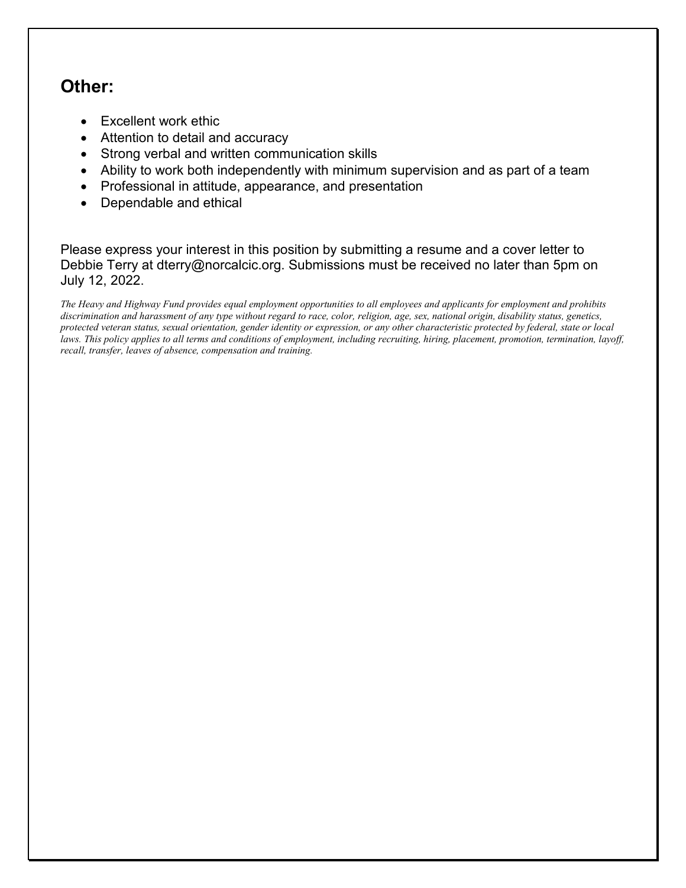## Other:

- Excellent work ethic
- Attention to detail and accuracy
- Strong verbal and written communication skills
- Ability to work both independently with minimum supervision and as part of a team
- Professional in attitude, appearance, and presentation
- Dependable and ethical

Please express your interest in this position by submitting a resume and a cover letter to Debbie Terry at dterry@norcalcic.org. Submissions must be received no later than 5pm on July 12, 2022.

*The Heavy and Highway Fund provides equal employment opportunities to all employees and applicants for employment and prohibits discrimination and harassment of any type without regard to race, color, religion, age, sex, national origin, disability status, genetics, protected veteran status, sexual orientation, gender identity or expression, or any other characteristic protected by federal, state or local laws. This policy applies to all terms and conditions of employment, including recruiting, hiring, placement, promotion, termination, layoff, recall, transfer, leaves of absence, compensation and training.*